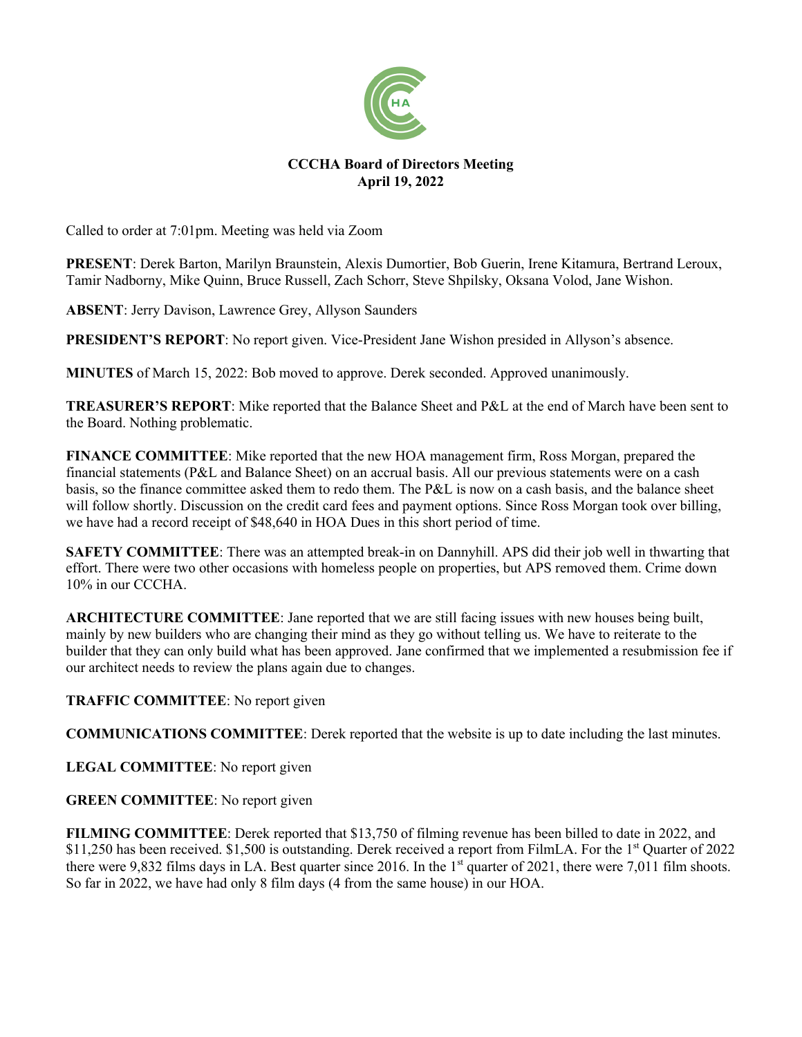# CCCHA Board of Directors Meeting
## April 19, 2022

Called to order at 7:01pm. Meeting was held via Zoom

**PRESENT**: Derek Barton, Marilyn Braunstein, Alexis Dumortier, Bob Guerin, Irene Kitamura, Bertrand Leroux, Tamir Nadborny, Mike Quinn, Bruce Russell, Zach Schorr, Steve Shpilsky, Oksana Volod, Jane Wishon.

**ABSENT**: Jerry Davison, Lawrence Grey, Allyson Saunders

**PRESIDENT'S REPORT**: No report given. Vice-President Jane Wishon presided in Allyson's absence.

**MINUTES** of March 15, 2022: Bob moved to approve. Derek seconded. Approved unanimously.

**TREASURER'S REPORT**: Mike reported that the Balance Sheet and P&L at the end of March have been sent to the Board. Nothing problematic.

**FINANCE COMMITTEE**: Mike reported that the new HOA management firm, Ross Morgan, prepared the financial statements (P&L and Balance Sheet) on an accrual basis. All our previous statements were on a cash basis, so the finance committee asked them to redo them. The P&L is now on a cash basis, and the balance sheet will follow shortly. Discussion on the credit card fees and payment options. Since Ross Morgan took over billing, we have had a record receipt of $48,640 in HOA Dues in this short period of time.

**SAFETY COMMITTEE**: There was an attempted break-in on Dannyhill. APS did their job well in thwarting that effort. There were two other occasions with homeless people on properties, but APS removed them. Crime down 10% in our CCCHA.

**ARCHITECTURE COMMITTEE**: Jane reported that we are still facing issues with new houses being built, mainly by new builders who are changing their mind as they go without telling us. We have to reiterate to the builder that they can only build what has been approved. Jane confirmed that we implemented a resubmission fee if our architect needs to review the plans again due to changes.

**TRAFFIC COMMITTEE**: No report given

**COMMUNICATIONS COMMITTEE**: Derek reported that the website is up to date including the last minutes.

**LEGAL COMMITTEE**: No report given

**GREEN COMMITTEE**: No report given

**FILMING COMMITTEE**: Derek reported that $13,750 of filming revenue has been billed to date in 2022, and $11,250 has been received. $1,500 is outstanding. Derek received a report from FilmLA. For the 1st Quarter of 2022 there were 9,832 films days in LA. Best quarter since 2016. In the 1st quarter of 2021, there were 7,011 film shoots. So far in 2022, we have had only 8 film days (4 from the same house) in our HOA.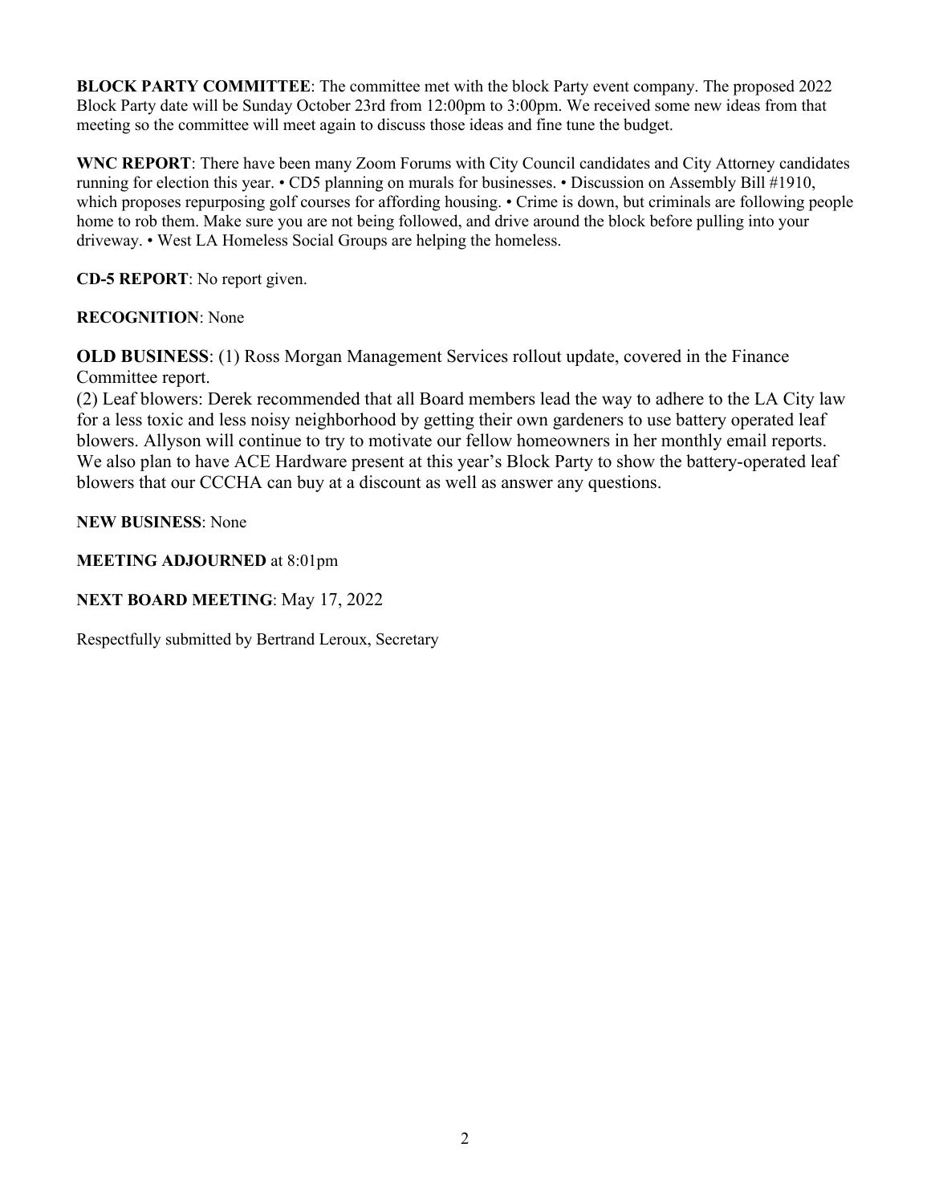**BLOCK PARTY COMMITTEE**: The committee met with the block Party event company. The proposed 2022 Block Party date will be Sunday October 23rd from 12:00pm to 3:00pm. We received some new ideas from that meeting so the committee will meet again to discuss those ideas and fine tune the budget.

**WNC REPORT**: There have been many Zoom Forums with City Council candidates and City Attorney candidates running for election this year. • CD5 planning on murals for businesses. • Discussion on Assembly Bill #1910, which proposes repurposing golf courses for affording housing. • Crime is down, but criminals are following people home to rob them. Make sure you are not being followed, and drive around the block before pulling into your driveway. • West LA Homeless Social Groups are helping the homeless.

**CD-5 REPORT**: No report given.

**RECOGNITION**: None

**OLD BUSINESS**: (1) Ross Morgan Management Services rollout update, covered in the Finance Committee report.
(2) Leaf blowers: Derek recommended that all Board members lead the way to adhere to the LA City law for a less toxic and less noisy neighborhood by getting their own gardeners to use battery operated leaf blowers. Allyson will continue to try to motivate our fellow homeowners in her monthly email reports. We also plan to have ACE Hardware present at this year's Block Party to show the battery-operated leaf blowers that our CCCHA can buy at a discount as well as answer any questions.

**NEW BUSINESS**: None

**MEETING ADJOURNED** at 8:01pm

**NEXT BOARD MEETING**: May 17, 2022

Respectfully submitted by Bertrand Leroux, Secretary